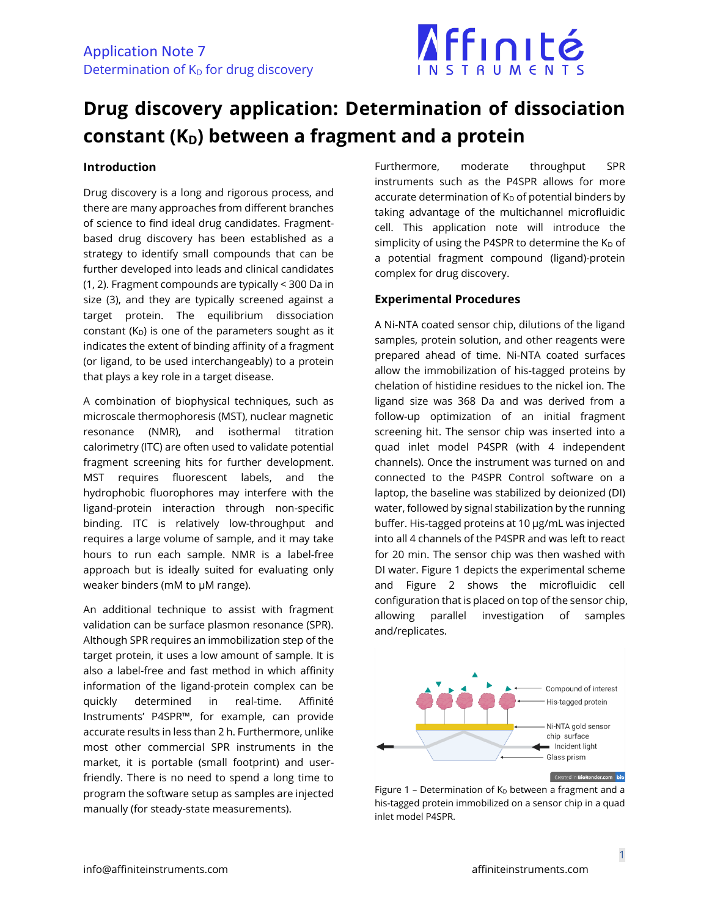# Drug discovery application: Determination of dissociation constant ($K_D$) between a fragment and a protein

## Introduction

Drug discovery is a long and rigorous process, and there are many approaches from different branches of science to find ideal drug candidates. Fragment-based drug discovery has been established as a strategy to identify small compounds that can be further developed into leads and clinical candidates (1, 2). Fragment compounds are typically < 300 Da in size (3), and they are typically screened against a target protein. The equilibrium dissociation constant ($K_D$) is one of the parameters sought as it indicates the extent of binding affinity of a fragment (or ligand, to be used interchangeably) to a protein that plays a key role in a target disease.

A combination of biophysical techniques, such as microscale thermophoresis (MST), nuclear magnetic resonance (NMR), and isothermal titration calorimetry (ITC) are often used to validate potential fragment screening hits for further development. MST requires fluorescent labels, and the hydrophobic fluorophores may interfere with the ligand-protein interaction through non-specific binding. ITC is relatively low-throughput and requires a large volume of sample, and it may take hours to run each sample. NMR is a label-free approach but is ideally suited for evaluating only weaker binders (mM to µM range).

An additional technique to assist with fragment validation can be surface plasmon resonance (SPR). Although SPR requires an immobilization step of the target protein, it uses a low amount of sample. It is also a label-free and fast method in which affinity information of the ligand-protein complex can be quickly determined in real-time. Affinité Instruments' P4SPR™, for example, can provide accurate results in less than 2 h. Furthermore, unlike most other commercial SPR instruments in the market, it is portable (small footprint) and user-friendly. There is no need to spend a long time to program the software setup as samples are injected manually (for steady-state measurements).

Furthermore, moderate throughput SPR instruments such as the P4SPR allows for more accurate determination of $K_D$ of potential binders by taking advantage of the multichannel microfluidic cell. This application note will introduce the simplicity of using the P4SPR to determine the $K_D$ of a potential fragment compound (ligand)-protein complex for drug discovery.

## Experimental Procedures

A Ni-NTA coated sensor chip, dilutions of the ligand samples, protein solution, and other reagents were prepared ahead of time. Ni-NTA coated surfaces allow the immobilization of his-tagged proteins by chelation of histidine residues to the nickel ion. The ligand size was 368 Da and was derived from a follow-up optimization of an initial fragment screening hit. The sensor chip was inserted into a quad inlet model P4SPR (with 4 independent channels). Once the instrument was turned on and connected to the P4SPR Control software on a laptop, the baseline was stabilized by deionized (DI) water, followed by signal stabilization by the running buffer. His-tagged proteins at 10 µg/mL was injected into all 4 channels of the P4SPR and was left to react for 20 min. The sensor chip was then washed with DI water. Figure 1 depicts the experimental scheme and Figure 2 shows the microfluidic cell configuration that is placed on top of the sensor chip, allowing parallel investigation of samples and/replicates.

Figure 1 – Determination of $K_D$ between a fragment and a his-tagged protein immobilized on a sensor chip in a quad inlet model P4SPR.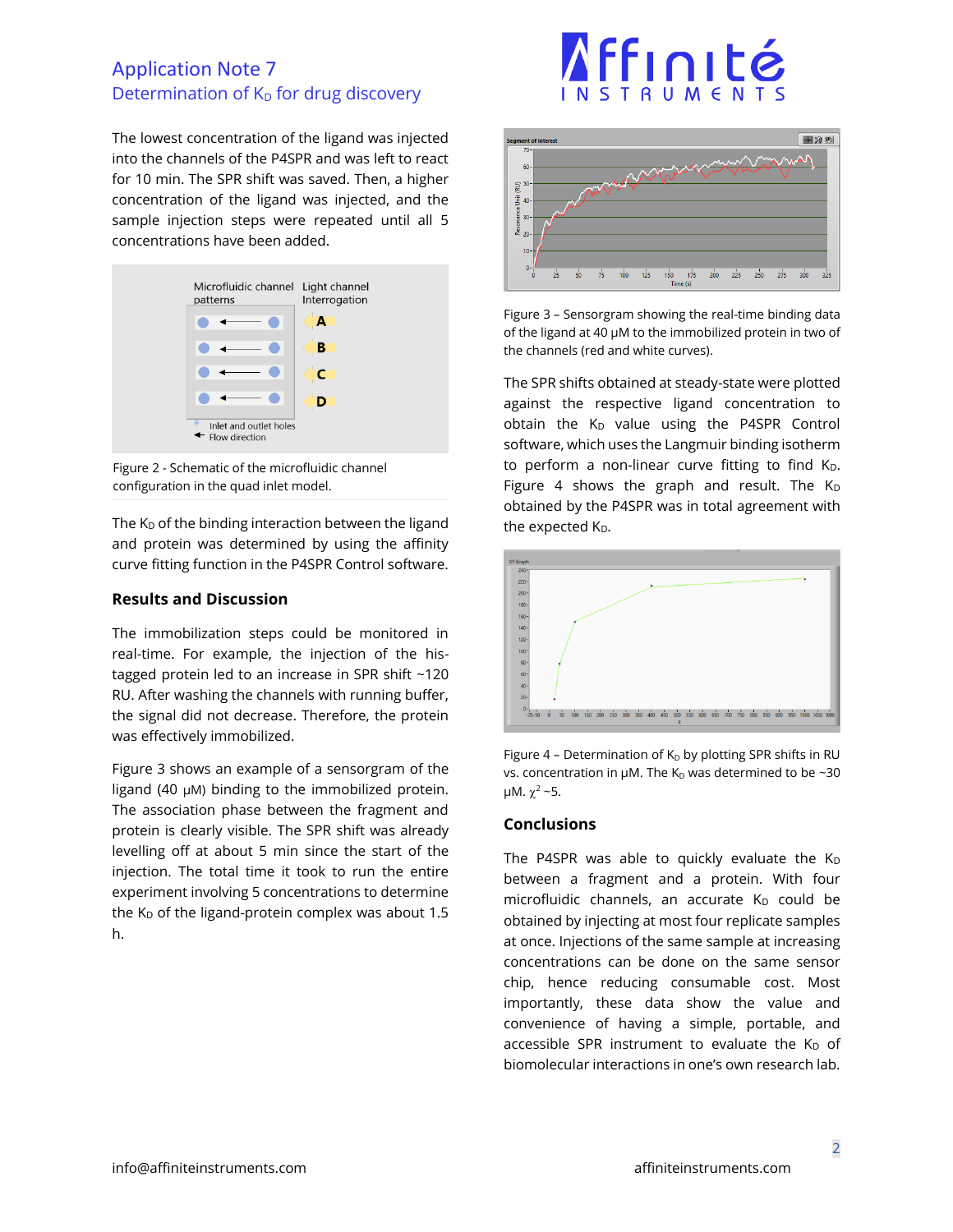The lowest concentration of the ligand was injected into the channels of the P4SPR and was left to react for 10 min. The SPR shift was saved. Then, a higher concentration of the ligand was injected, and the sample injection steps were repeated until all 5 concentrations have been added.

Figure 2 - Schematic of the microfluidic channel configuration in the quad inlet model.

The $K_D$ of the binding interaction between the ligand and protein was determined by using the affinity curve fitting function in the P4SPR Control software.

### Results and Discussion

The immobilization steps could be monitored in real-time. For example, the injection of the his-tagged protein led to an increase in SPR shift ~120 RU. After washing the channels with running buffer, the signal did not decrease. Therefore, the protein was effectively immobilized.

Figure 3 shows an example of a sensorgram of the ligand (40 µM) binding to the immobilized protein. The association phase between the fragment and protein is clearly visible. The SPR shift was already levelling off at about 5 min since the start of the injection. The total time it took to run the entire experiment involving 5 concentrations to determine the $K_D$ of the ligand-protein complex was about 1.5 h.

Figure 3 – Sensorgram showing the real-time binding data of the ligand at 40 µM to the immobilized protein in two of the channels (red and white curves).

The SPR shifts obtained at steady-state were plotted against the respective ligand concentration to obtain the $K_D$ value using the P4SPR Control software, which uses the Langmuir binding isotherm to perform a non-linear curve fitting to find $K_D$. Figure 4 shows the graph and result. The $K_D$ obtained by the P4SPR was in total agreement with the expected $K_D$.

Figure 4 – Determination of $K_D$ by plotting SPR shifts in RU vs. concentration in µM. The $K_D$ was determined to be ~30 µM. $\chi^2$ ~5.

### Conclusions

The P4SPR was able to quickly evaluate the $K_D$ between a fragment and a protein. With four microfluidic channels, an accurate $K_D$ could be obtained by injecting at most four replicate samples at once. Injections of the same sample at increasing concentrations can be done on the same sensor chip, hence reducing consumable cost. Most importantly, these data show the value and convenience of having a simple, portable, and accessible SPR instrument to evaluate the $K_D$ of biomolecular interactions in one's own research lab.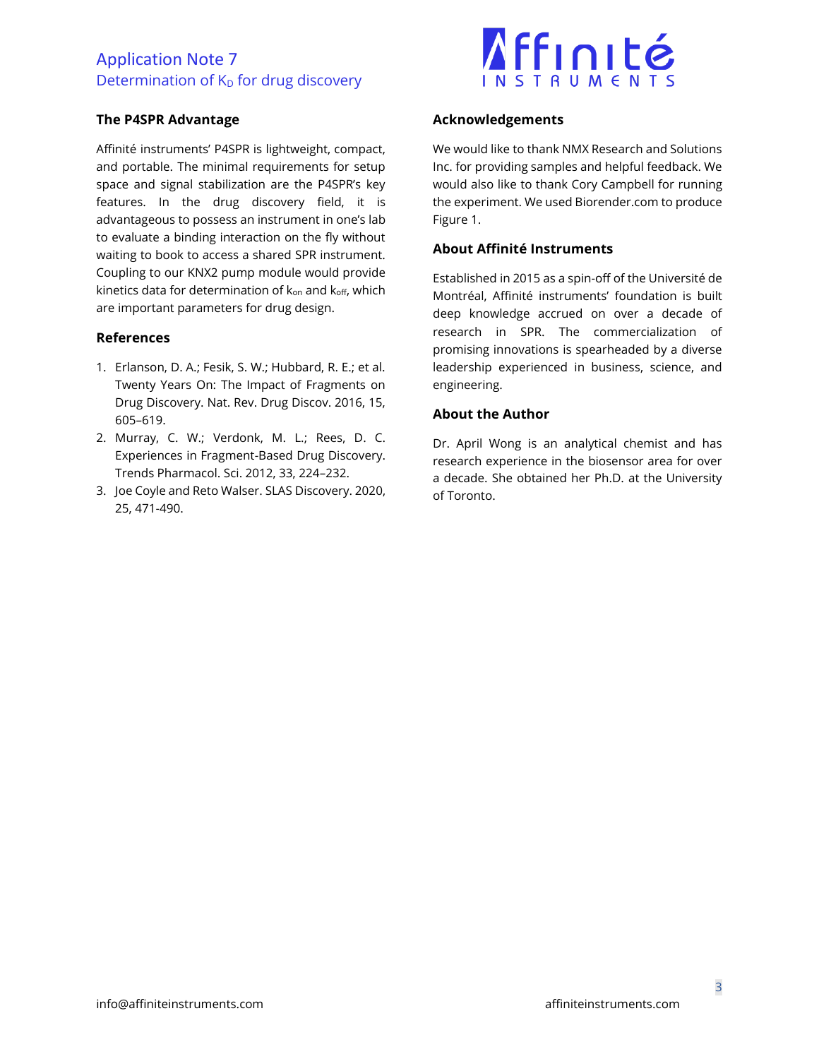## The P4SPR Advantage

Affinité instruments' P4SPR is lightweight, compact, and portable. The minimal requirements for setup space and signal stabilization are the P4SPR's key features. In the drug discovery field, it is advantageous to possess an instrument in one's lab to evaluate a binding interaction on the fly without waiting to book to access a shared SPR instrument. Coupling to our KNX2 pump module would provide kinetics data for determination of $k_{on}$ and $k_{off}$, which are important parameters for drug design.

## References

1. Erlanson, D. A.; Fesik, S. W.; Hubbard, R. E.; et al. Twenty Years On: The Impact of Fragments on Drug Discovery. Nat. Rev. Drug Discov. 2016, 15, 605–619.
2. Murray, C. W.; Verdonk, M. L.; Rees, D. C. Experiences in Fragment-Based Drug Discovery. Trends Pharmacol. Sci. 2012, 33, 224–232.
3. Joe Coyle and Reto Walser. SLAS Discovery. 2020, 25, 471-490.

## Acknowledgements

We would like to thank NMX Research and Solutions Inc. for providing samples and helpful feedback. We would also like to thank Cory Campbell for running the experiment. We used Biorender.com to produce Figure 1.

## About Affinité Instruments

Established in 2015 as a spin-off of the Université de Montréal, Affinité instruments' foundation is built deep knowledge accrued on over a decade of research in SPR. The commercialization of promising innovations is spearheaded by a diverse leadership experienced in business, science, and engineering.

## About the Author

Dr. April Wong is an analytical chemist and has research experience in the biosensor area for over a decade. She obtained her Ph.D. at the University of Toronto.